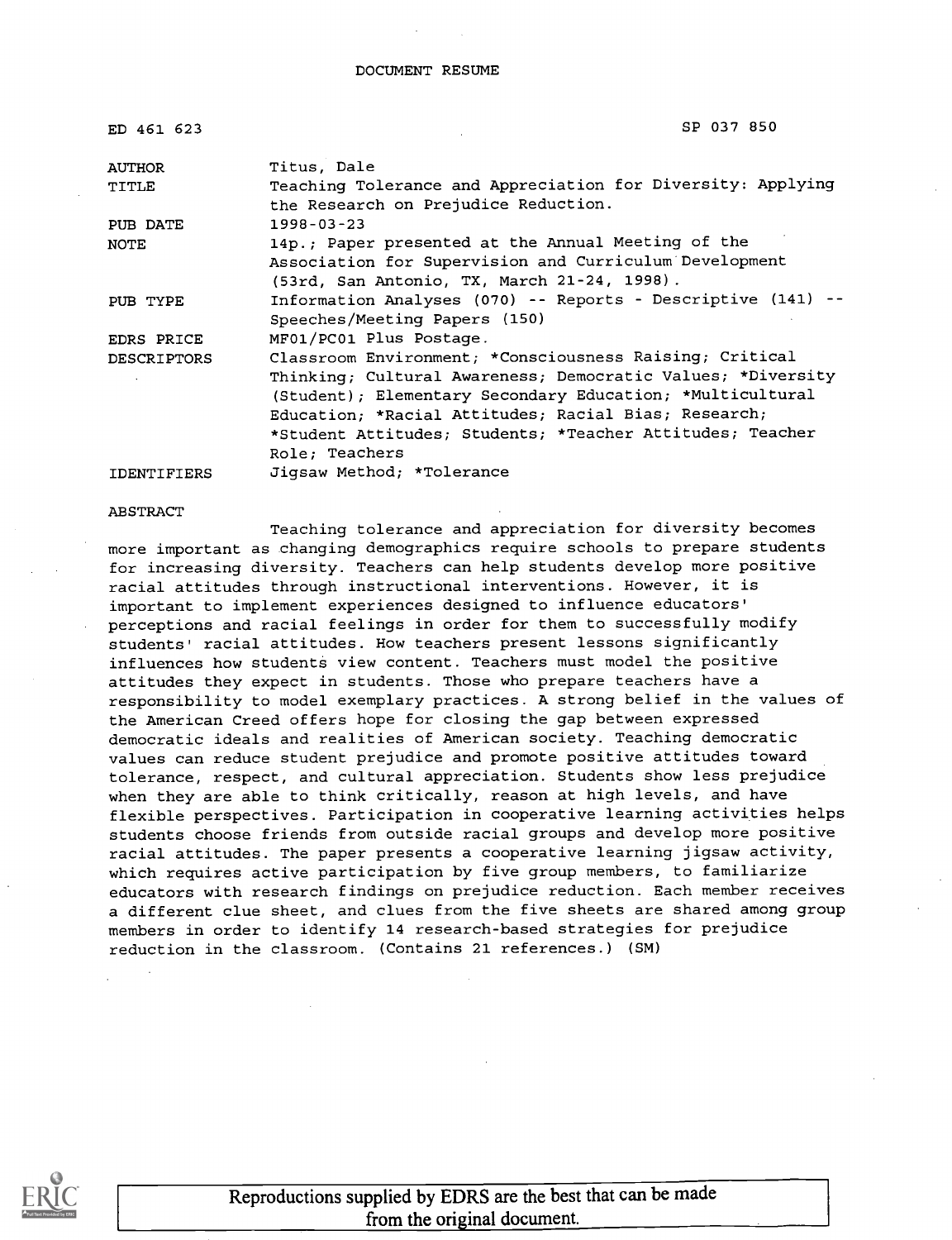# DOCUMENT RESUME

| | |
|---|---|
| ED 461 623 | SP 037 850 |
| AUTHOR | Titus, Dale |
| TITLE | Teaching Tolerance and Appreciation for Diversity: Applying the Research on Prejudice Reduction. |
| PUB DATE | 1998-03-23 |
| NOTE | 14p.; Paper presented at the Annual Meeting of the Association for Supervision and Curriculum Development (53rd, San Antonio, TX, March 21-24, 1998). |
| PUB TYPE | Information Analyses (070) -- Reports - Descriptive (141) -- Speeches/Meeting Papers (150) |
| EDRS PRICE | MF01/PC01 Plus Postage. |
| DESCRIPTORS | Classroom Environment; *Consciousness Raising; Critical Thinking; Cultural Awareness; Democratic Values; *Diversity (Student); Elementary Secondary Education; *Multicultural Education; *Racial Attitudes; Racial Bias; Research; *Student Attitudes; Students; *Teacher Attitudes; Teacher Role; Teachers |
| IDENTIFIERS | Jigsaw Method; *Tolerance |

ABSTRACT

Teaching tolerance and appreciation for diversity becomes more important as changing demographics require schools to prepare students for increasing diversity. Teachers can help students develop more positive racial attitudes through instructional interventions. However, it is important to implement experiences designed to influence educators' perceptions and racial feelings in order for them to successfully modify students' racial attitudes. How teachers present lessons significantly influences how students view content. Teachers must model the positive attitudes they expect in students. Those who prepare teachers have a responsibility to model exemplary practices. A strong belief in the values of the American Creed offers hope for closing the gap between expressed democratic ideals and realities of American society. Teaching democratic values can reduce student prejudice and promote positive attitudes toward tolerance, respect, and cultural appreciation. Students show less prejudice when they are able to think critically, reason at high levels, and have flexible perspectives. Participation in cooperative learning activities helps students choose friends from outside racial groups and develop more positive racial attitudes. The paper presents a cooperative learning jigsaw activity, which requires active participation by five group members, to familiarize educators with research findings on prejudice reduction. Each member receives a different clue sheet, and clues from the five sheets are shared among group members in order to identify 14 research-based strategies for prejudice reduction in the classroom. (Contains 21 references.) (SM)

Reproductions supplied by EDRS are the best that can be made from the original document.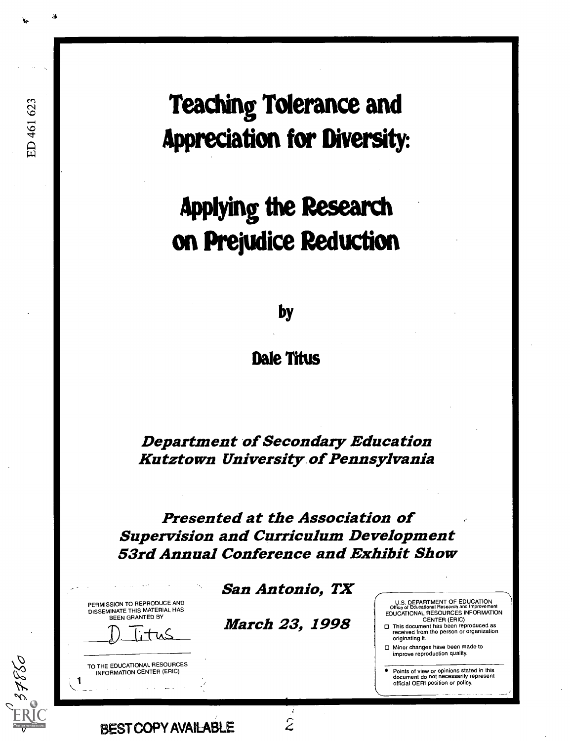ED 461 623

# Teaching Tolerance and Appreciation for Diversity:

# Applying the Research on Prejudice Reduction

by

**Dale Titus**

***Department of Secondary Education***
***Kutztown University of Pennsylvania***

***Presented at the Association of Supervision and Curriculum Development 53rd Annual Conference and Exhibit Show***

***San Antonio, TX***

***March 23, 1998***

PERMISSION TO REPRODUCE AND DISSEMINATE THIS MATERIAL HAS BEEN GRANTED BY

D. Titus

TO THE EDUCATIONAL RESOURCES INFORMATION CENTER (ERIC)

U.S. DEPARTMENT OF EDUCATION
Office of Educational Research and Improvement
EDUCATIONAL RESOURCES INFORMATION CENTER (ERIC)

- This document has been reproduced as received from the person or organization originating it.
- Minor changes have been made to improve reproduction quality.

- Points of view or opinions stated in this document do not necessarily represent official OERI position or policy.

BEST COPY AVAILABLE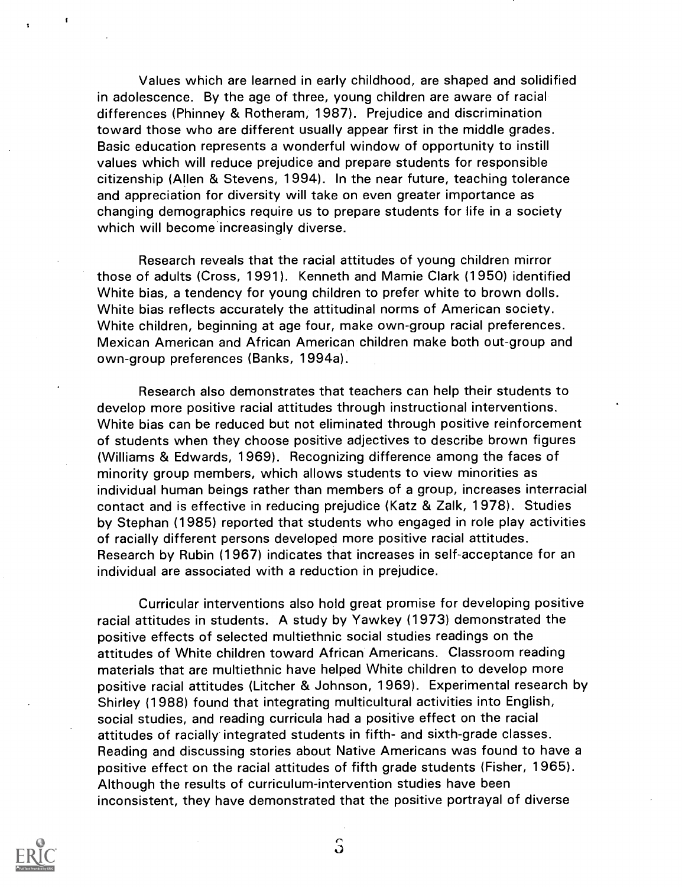Values which are learned in early childhood, are shaped and solidified in adolescence. By the age of three, young children are aware of racial differences (Phinney & Rotheram, 1987). Prejudice and discrimination toward those who are different usually appear first in the middle grades. Basic education represents a wonderful window of opportunity to instill values which will reduce prejudice and prepare students for responsible citizenship (Allen & Stevens, 1994). In the near future, teaching tolerance and appreciation for diversity will take on even greater importance as changing demographics require us to prepare students for life in a society which will become increasingly diverse.

Research reveals that the racial attitudes of young children mirror those of adults (Cross, 1991). Kenneth and Mamie Clark (1950) identified White bias, a tendency for young children to prefer white to brown dolls. White bias reflects accurately the attitudinal norms of American society. White children, beginning at age four, make own-group racial preferences. Mexican American and African American children make both out-group and own-group preferences (Banks, 1994a).

Research also demonstrates that teachers can help their students to develop more positive racial attitudes through instructional interventions. White bias can be reduced but not eliminated through positive reinforcement of students when they choose positive adjectives to describe brown figures (Williams & Edwards, 1969). Recognizing difference among the faces of minority group members, which allows students to view minorities as individual human beings rather than members of a group, increases interracial contact and is effective in reducing prejudice (Katz & Zalk, 1978). Studies by Stephan (1985) reported that students who engaged in role play activities of racially different persons developed more positive racial attitudes. Research by Rubin (1967) indicates that increases in self-acceptance for an individual are associated with a reduction in prejudice.

Curricular interventions also hold great promise for developing positive racial attitudes in students. A study by Yawkey (1973) demonstrated the positive effects of selected multiethnic social studies readings on the attitudes of White children toward African Americans. Classroom reading materials that are multiethnic have helped White children to develop more positive racial attitudes (Litcher & Johnson, 1969). Experimental research by Shirley (1988) found that integrating multicultural activities into English, social studies, and reading curricula had a positive effect on the racial attitudes of racially integrated students in fifth- and sixth-grade classes. Reading and discussing stories about Native Americans was found to have a positive effect on the racial attitudes of fifth grade students (Fisher, 1965). Although the results of curriculum-intervention studies have been inconsistent, they have demonstrated that the positive portrayal of diverse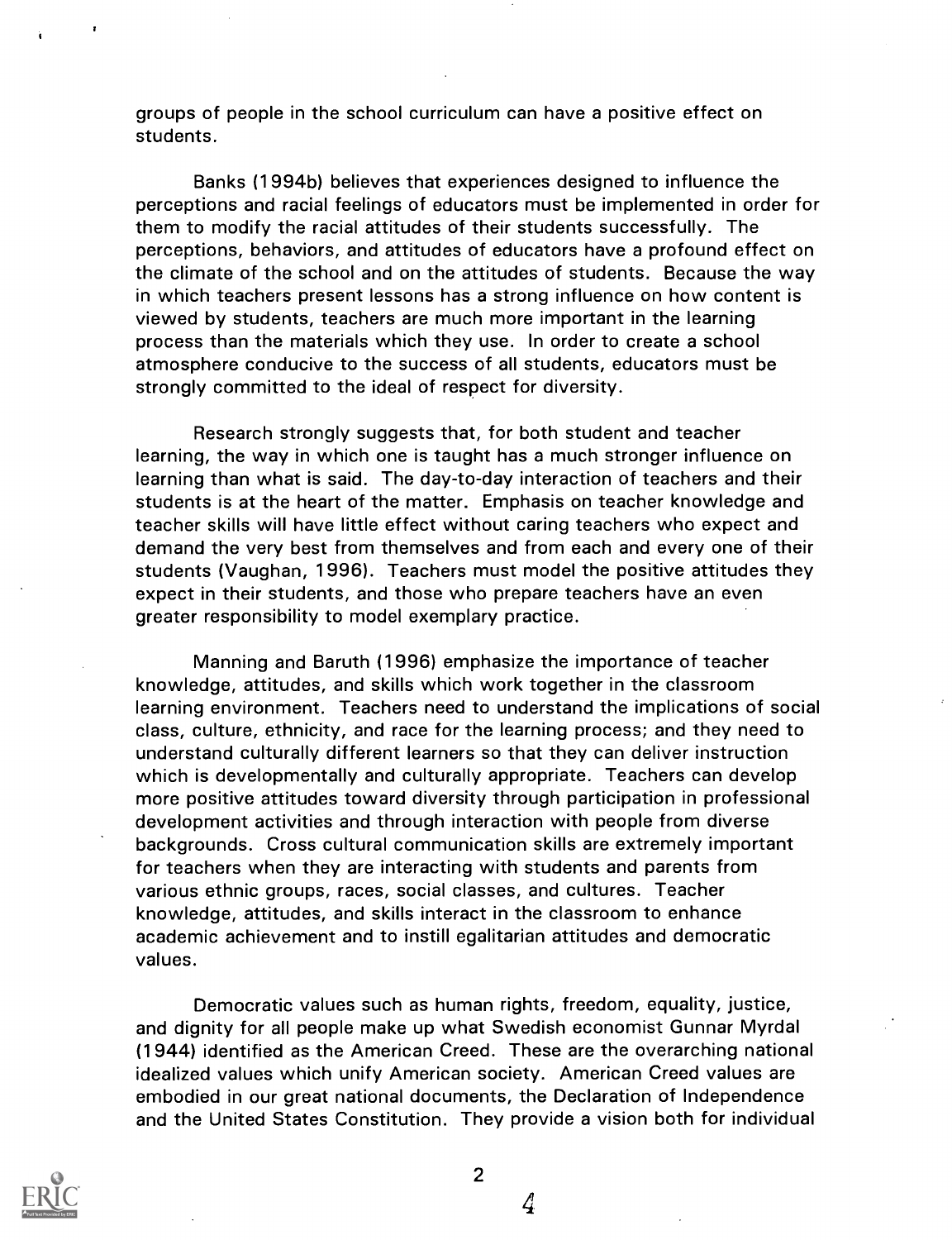groups of people in the school curriculum can have a positive effect on students.

Banks (1994b) believes that experiences designed to influence the perceptions and racial feelings of educators must be implemented in order for them to modify the racial attitudes of their students successfully. The perceptions, behaviors, and attitudes of educators have a profound effect on the climate of the school and on the attitudes of students. Because the way in which teachers present lessons has a strong influence on how content is viewed by students, teachers are much more important in the learning process than the materials which they use. In order to create a school atmosphere conducive to the success of all students, educators must be strongly committed to the ideal of respect for diversity.

Research strongly suggests that, for both student and teacher learning, the way in which one is taught has a much stronger influence on learning than what is said. The day-to-day interaction of teachers and their students is at the heart of the matter. Emphasis on teacher knowledge and teacher skills will have little effect without caring teachers who expect and demand the very best from themselves and from each and every one of their students (Vaughan, 1996). Teachers must model the positive attitudes they expect in their students, and those who prepare teachers have an even greater responsibility to model exemplary practice.

Manning and Baruth (1996) emphasize the importance of teacher knowledge, attitudes, and skills which work together in the classroom learning environment. Teachers need to understand the implications of social class, culture, ethnicity, and race for the learning process; and they need to understand culturally different learners so that they can deliver instruction which is developmentally and culturally appropriate. Teachers can develop more positive attitudes toward diversity through participation in professional development activities and through interaction with people from diverse backgrounds. Cross cultural communication skills are extremely important for teachers when they are interacting with students and parents from various ethnic groups, races, social classes, and cultures. Teacher knowledge, attitudes, and skills interact in the classroom to enhance academic achievement and to instill egalitarian attitudes and democratic values.

Democratic values such as human rights, freedom, equality, justice, and dignity for all people make up what Swedish economist Gunnar Myrdal (1944) identified as the American Creed. These are the overarching national idealized values which unify American society. American Creed values are embodied in our great national documents, the Declaration of Independence and the United States Constitution. They provide a vision both for individual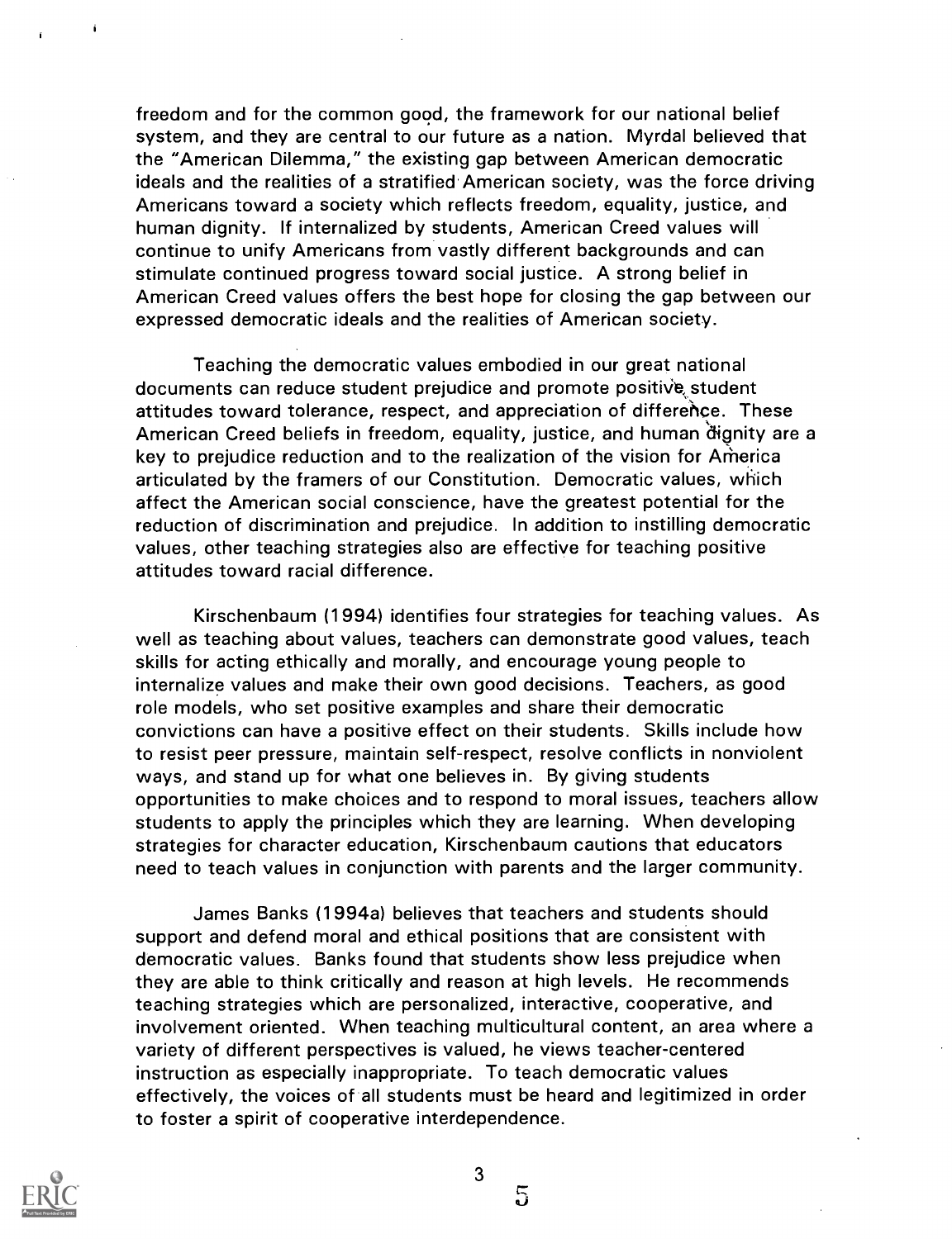freedom and for the common good, the framework for our national belief system, and they are central to our future as a nation. Myrdal believed that the "American Dilemma," the existing gap between American democratic ideals and the realities of a stratified American society, was the force driving Americans toward a society which reflects freedom, equality, justice, and human dignity. If internalized by students, American Creed values will continue to unify Americans from vastly different backgrounds and can stimulate continued progress toward social justice. A strong belief in American Creed values offers the best hope for closing the gap between our expressed democratic ideals and the realities of American society.

Teaching the democratic values embodied in our great national documents can reduce student prejudice and promote positive student attitudes toward tolerance, respect, and appreciation of difference. These American Creed beliefs in freedom, equality, justice, and human dignity are a key to prejudice reduction and to the realization of the vision for America articulated by the framers of our Constitution. Democratic values, which affect the American social conscience, have the greatest potential for the reduction of discrimination and prejudice. In addition to instilling democratic values, other teaching strategies also are effective for teaching positive attitudes toward racial difference.

Kirschenbaum (1994) identifies four strategies for teaching values. As well as teaching about values, teachers can demonstrate good values, teach skills for acting ethically and morally, and encourage young people to internalize values and make their own good decisions. Teachers, as good role models, who set positive examples and share their democratic convictions can have a positive effect on their students. Skills include how to resist peer pressure, maintain self-respect, resolve conflicts in nonviolent ways, and stand up for what one believes in. By giving students opportunities to make choices and to respond to moral issues, teachers allow students to apply the principles which they are learning. When developing strategies for character education, Kirschenbaum cautions that educators need to teach values in conjunction with parents and the larger community.

James Banks (1994a) believes that teachers and students should support and defend moral and ethical positions that are consistent with democratic values. Banks found that students show less prejudice when they are able to think critically and reason at high levels. He recommends teaching strategies which are personalized, interactive, cooperative, and involvement oriented. When teaching multicultural content, an area where a variety of different perspectives is valued, he views teacher-centered instruction as especially inappropriate. To teach democratic values effectively, the voices of all students must be heard and legitimized in order to foster a spirit of cooperative interdependence.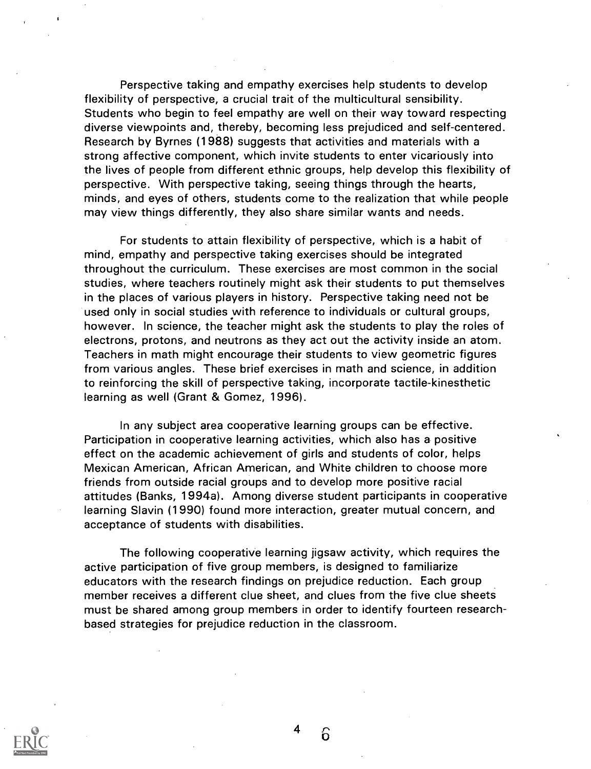Perspective taking and empathy exercises help students to develop flexibility of perspective, a crucial trait of the multicultural sensibility. Students who begin to feel empathy are well on their way toward respecting diverse viewpoints and, thereby, becoming less prejudiced and self-centered. Research by Byrnes (1988) suggests that activities and materials with a strong affective component, which invite students to enter vicariously into the lives of people from different ethnic groups, help develop this flexibility of perspective. With perspective taking, seeing things through the hearts, minds, and eyes of others, students come to the realization that while people may view things differently, they also share similar wants and needs.

For students to attain flexibility of perspective, which is a habit of mind, empathy and perspective taking exercises should be integrated throughout the curriculum. These exercises are most common in the social studies, where teachers routinely might ask their students to put themselves in the places of various players in history. Perspective taking need not be used only in social studies with reference to individuals or cultural groups, however. In science, the teacher might ask the students to play the roles of electrons, protons, and neutrons as they act out the activity inside an atom. Teachers in math might encourage their students to view geometric figures from various angles. These brief exercises in math and science, in addition to reinforcing the skill of perspective taking, incorporate tactile-kinesthetic learning as well (Grant & Gomez, 1996).

In any subject area cooperative learning groups can be effective. Participation in cooperative learning activities, which also has a positive effect on the academic achievement of girls and students of color, helps Mexican American, African American, and White children to choose more friends from outside racial groups and to develop more positive racial attitudes (Banks, 1994a). Among diverse student participants in cooperative learning Slavin (1990) found more interaction, greater mutual concern, and acceptance of students with disabilities.

The following cooperative learning jigsaw activity, which requires the active participation of five group members, is designed to familiarize educators with the research findings on prejudice reduction. Each group member receives a different clue sheet, and clues from the five clue sheets must be shared among group members in order to identify fourteen research-based strategies for prejudice reduction in the classroom.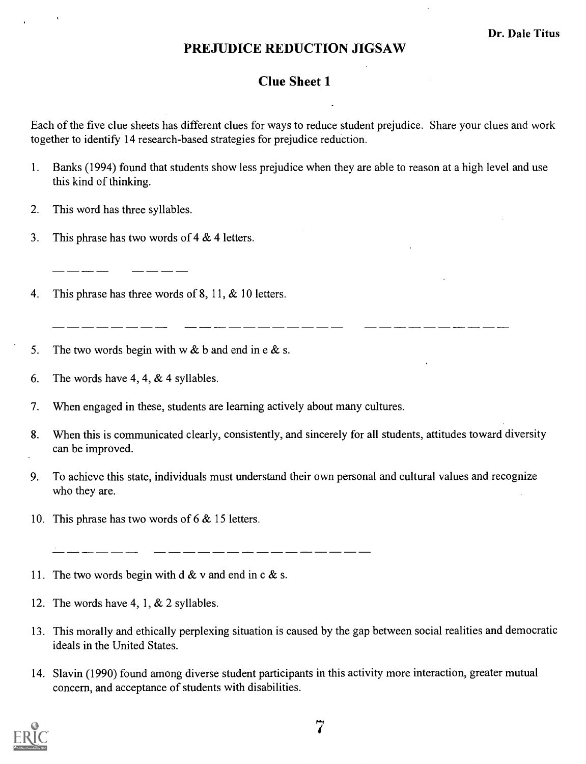Dr. Dale Titus

# PREJUDICE REDUCTION JIGSAW

## Clue Sheet 1

Each of the five clue sheets has different clues for ways to reduce student prejudice. Share your clues and work together to identify 14 research-based strategies for prejudice reduction.

1. Banks (1994) found that students show less prejudice when they are able to reason at a high level and use this kind of thinking.

2. This word has three syllables.

3. This phrase has two words of 4 & 4 letters.

   _ _ _ _    _ _ _ _

4. This phrase has three words of 8, 11, & 10 letters.

   _ _ _ _ _ _ _ _    _ _ _ _ _ _ _ _ _ _ _    _ _ _ _ _ _ _ _ _ _

5. The two words begin with w & b and end in e & s.

6. The words have 4, 4, & 4 syllables.

7. When engaged in these, students are learning actively about many cultures.

8. When this is communicated clearly, consistently, and sincerely for all students, attitudes toward diversity can be improved.

9. To achieve this state, individuals must understand their own personal and cultural values and recognize who they are.

10. This phrase has two words of 6 & 15 letters.

    _ _ _ _ _ _    _ _ _ _ _ _ _ _ _ _ _ _ _ _ _

11. The two words begin with d & v and end in c & s.

12. The words have 4, 1, & 2 syllables.

13. This morally and ethically perplexing situation is caused by the gap between social realities and democratic ideals in the United States.

14. Slavin (1990) found among diverse student participants in this activity more interaction, greater mutual concern, and acceptance of students with disabilities.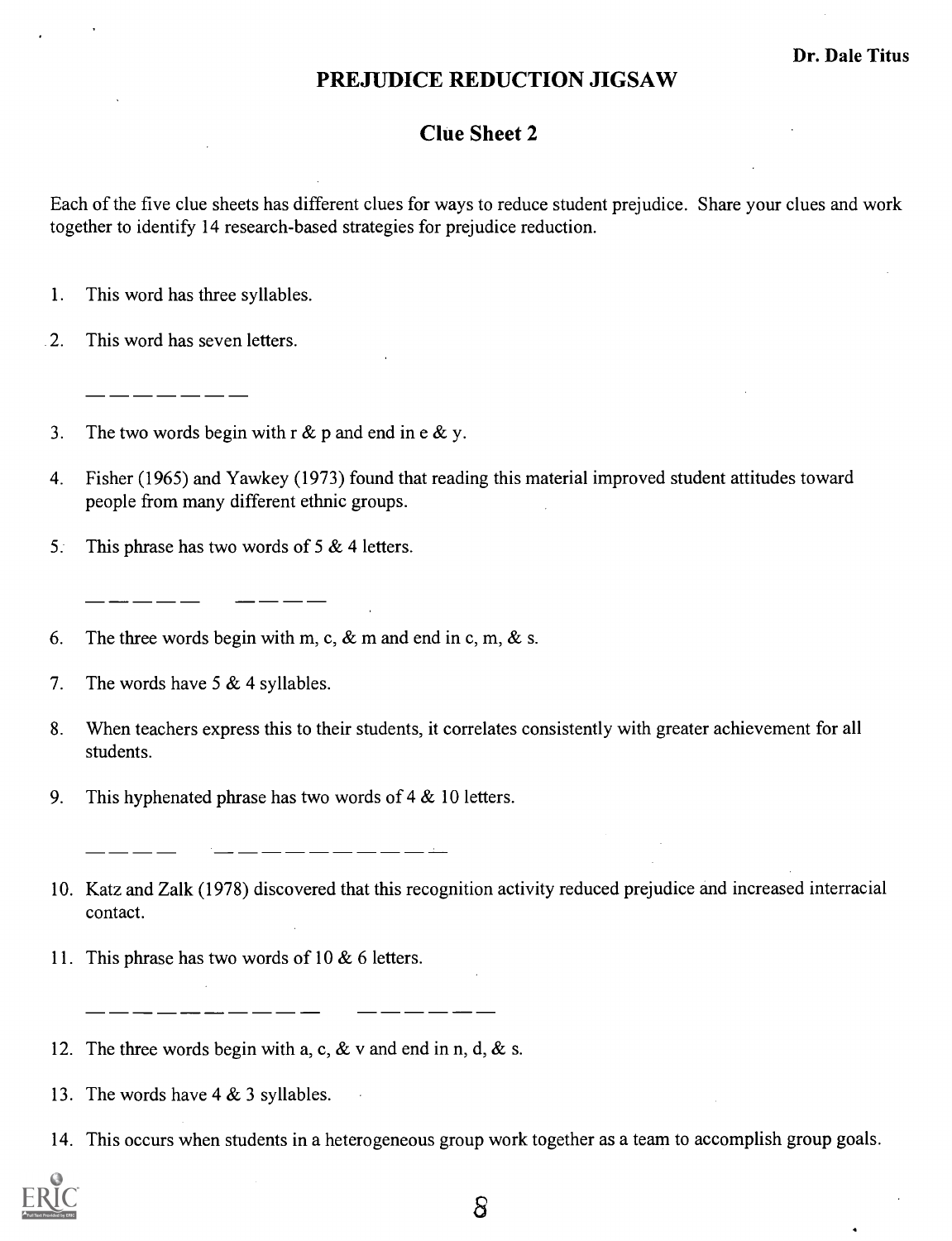Dr. Dale Titus

## PREJUDICE REDUCTION JIGSAW

### Clue Sheet 2

Each of the five clue sheets has different clues for ways to reduce student prejudice. Share your clues and work together to identify 14 research-based strategies for prejudice reduction.

1. This word has three syllables.
2. This word has seven letters.

   _ _ _ _ _ _ _

3. The two words begin with r & p and end in e & y.
4. Fisher (1965) and Yawkey (1973) found that reading this material improved student attitudes toward people from many different ethnic groups.
5. This phrase has two words of 5 & 4 letters.

   _ _ _ _ _ &nbsp;&nbsp; _ _ _ _

6. The three words begin with m, c, & m and end in c, m, & s.
7. The words have 5 & 4 syllables.
8. When teachers express this to their students, it correlates consistently with greater achievement for all students.
9. This hyphenated phrase has two words of 4 & 10 letters.

   _ _ _ _ &nbsp;&nbsp; _ _ _ _ _ _ _ _ _ _

10. Katz and Zalk (1978) discovered that this recognition activity reduced prejudice and increased interracial contact.
11. This phrase has two words of 10 & 6 letters.

    _ _ _ _ _ _ _ _ _ _ &nbsp;&nbsp; _ _ _ _ _ _

12. The three words begin with a, c, & v and end in n, d, & s.
13. The words have 4 & 3 syllables.
14. This occurs when students in a heterogeneous group work together as a team to accomplish group goals.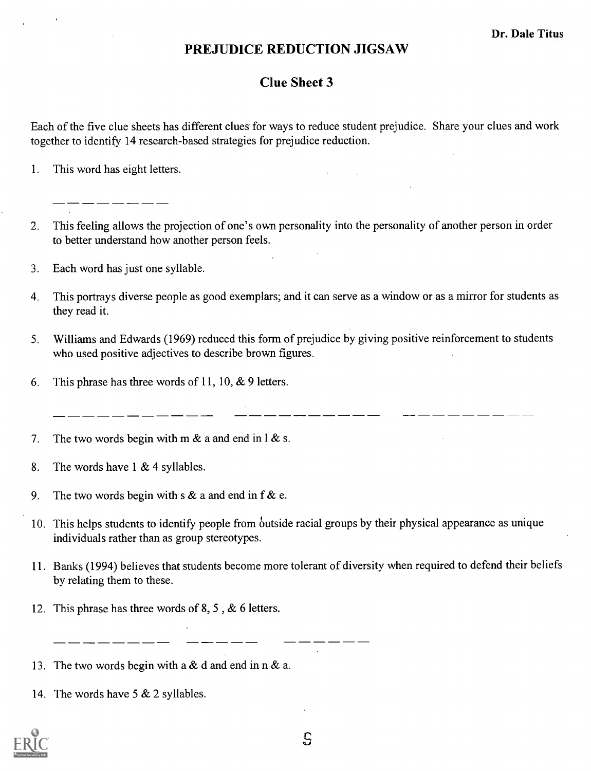Dr. Dale Titus

# PREJUDICE REDUCTION JIGSAW

## Clue Sheet 3

Each of the five clue sheets has different clues for ways to reduce student prejudice. Share your clues and work together to identify 14 research-based strategies for prejudice reduction.

1. This word has eight letters.

   _ _ _ _ _ _ _ _

2. This feeling allows the projection of one's own personality into the personality of another person in order to better understand how another person feels.

3. Each word has just one syllable.

4. This portrays diverse people as good exemplars; and it can serve as a window or as a mirror for students as they read it.

5. Williams and Edwards (1969) reduced this form of prejudice by giving positive reinforcement to students who used positive adjectives to describe brown figures.

6. This phrase has three words of 11, 10, & 9 letters.

   _ _ _ _ _ _ _ _ _ _ _   _ _ _ _ _ _ _ _ _ _   _ _ _ _ _ _ _ _ _

7. The two words begin with m & a and end in l & s.

8. The words have 1 & 4 syllables.

9. The two words begin with s & a and end in f & e.

10. This helps students to identify people from outside racial groups by their physical appearance as unique individuals rather than as group stereotypes.

11. Banks (1994) believes that students become more tolerant of diversity when required to defend their beliefs by relating them to these.

12. This phrase has three words of 8, 5, & 6 letters.

    _ _ _ _ _ _ _ _   _ _ _ _ _   _ _ _ _ _ _

13. The two words begin with a & d and end in n & a.

14. The words have 5 & 2 syllables.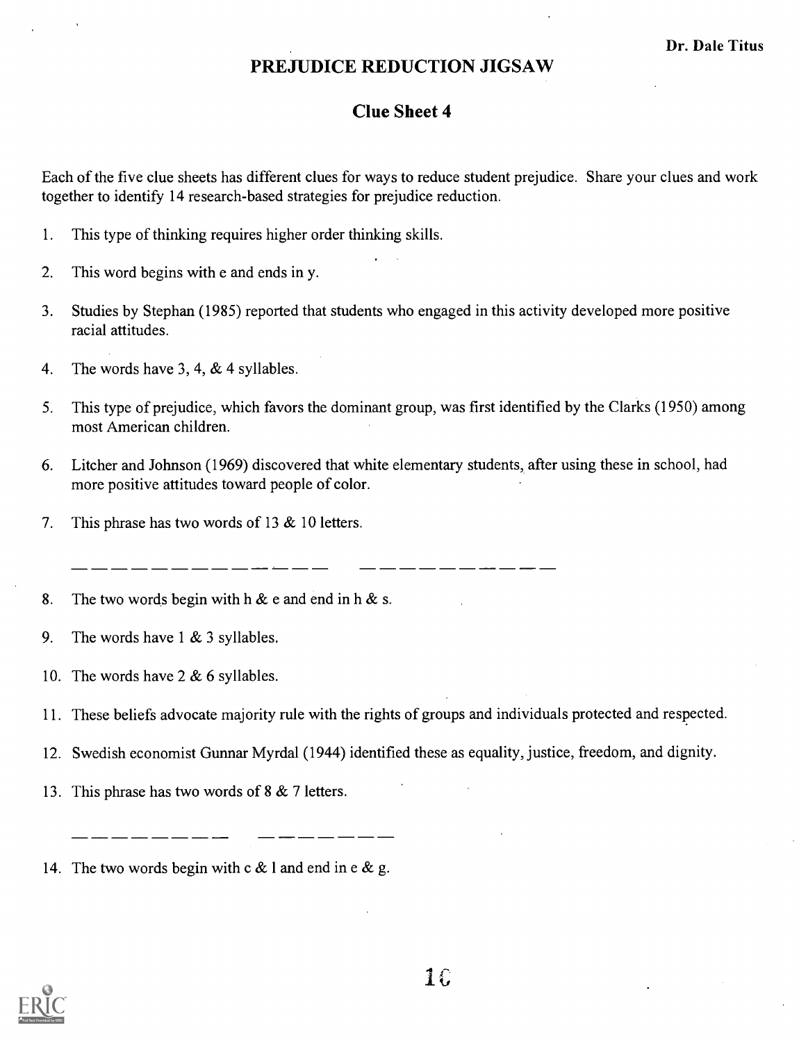Dr. Dale Titus

# PREJUDICE REDUCTION JIGSAW

## Clue Sheet 4

Each of the five clue sheets has different clues for ways to reduce student prejudice. Share your clues and work together to identify 14 research-based strategies for prejudice reduction.

1. This type of thinking requires higher order thinking skills.
2. This word begins with e and ends in y.
3. Studies by Stephan (1985) reported that students who engaged in this activity developed more positive racial attitudes.
4. The words have 3, 4, & 4 syllables.
5. This type of prejudice, which favors the dominant group, was first identified by the Clarks (1950) among most American children.
6. Litcher and Johnson (1969) discovered that white elementary students, after using these in school, had more positive attitudes toward people of color.
7. This phrase has two words of 13 & 10 letters.

   _ _ _ _ _ _ _ _ _ _ _ _ _     _ _ _ _ _ _ _ _ _ _

8. The two words begin with h & e and end in h & s.
9. The words have 1 & 3 syllables.
10. The words have 2 & 6 syllables.
11. These beliefs advocate majority rule with the rights of groups and individuals protected and respected.
12. Swedish economist Gunnar Myrdal (1944) identified these as equality, justice, freedom, and dignity.
13. This phrase has two words of 8 & 7 letters.

    _ _ _ _ _ _ _ _     _ _ _ _ _ _ _

14. The two words begin with c & l and end in e & g.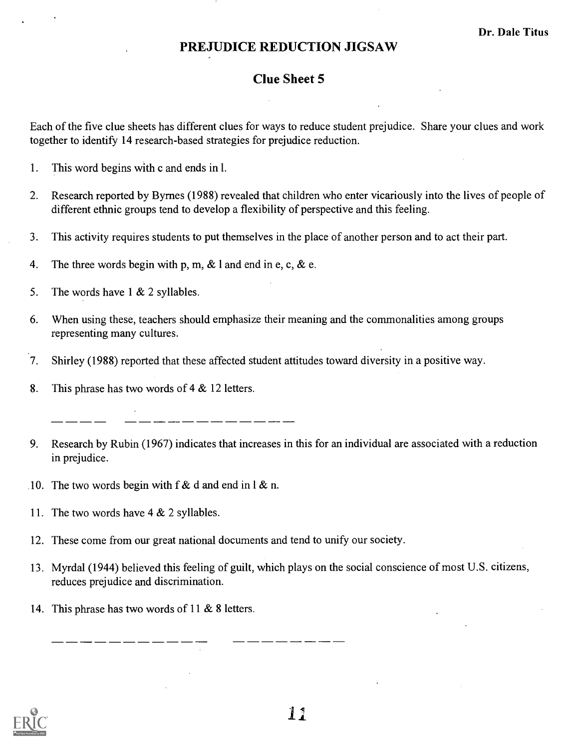Dr. Dale Titus

# PREJUDICE REDUCTION JIGSAW

## Clue Sheet 5

Each of the five clue sheets has different clues for ways to reduce student prejudice. Share your clues and work together to identify 14 research-based strategies for prejudice reduction.

1. This word begins with c and ends in l.

2. Research reported by Byrnes (1988) revealed that children who enter vicariously into the lives of people of different ethnic groups tend to develop a flexibility of perspective and this feeling.

3. This activity requires students to put themselves in the place of another person and to act their part.

4. The three words begin with p, m, & l and end in e, c, & e.

5. The words have 1 & 2 syllables.

6. When using these, teachers should emphasize their meaning and the commonalities among groups representing many cultures.

7. Shirley (1988) reported that these affected student attitudes toward diversity in a positive way.

8. This phrase has two words of 4 & 12 letters.

   _ _ _ _ &nbsp;&nbsp; _ _ _ _ _ _ _ _ _ _ _ _

9. Research by Rubin (1967) indicates that increases in this for an individual are associated with a reduction in prejudice.

10. The two words begin with f & d and end in l & n.

11. The two words have 4 & 2 syllables.

12. These come from our great national documents and tend to unify our society.

13. Myrdal (1944) believed this feeling of guilt, which plays on the social conscience of most U.S. citizens, reduces prejudice and discrimination.

14. This phrase has two words of 11 & 8 letters.

    _ _ _ _ _ _ _ _ _ _ _ &nbsp;&nbsp; _ _ _ _ _ _ _ _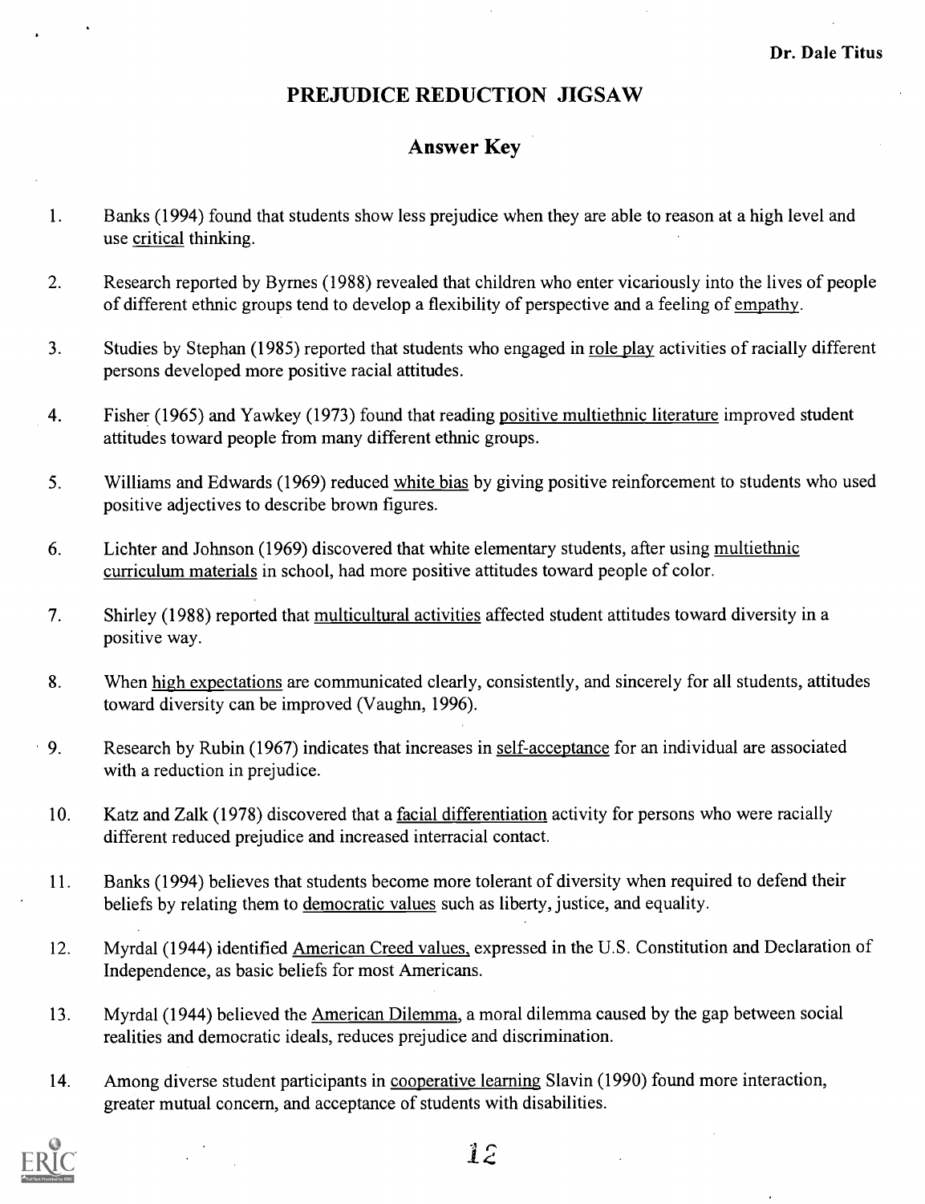Dr. Dale Titus

# PREJUDICE REDUCTION JIGSAW

## Answer Key

1. Banks (1994) found that students show less prejudice when they are able to reason at a high level and use <u>critical</u> thinking.

2. Research reported by Byrnes (1988) revealed that children who enter vicariously into the lives of people of different ethnic groups tend to develop a flexibility of perspective and a feeling of <u>empathy</u>.

3. Studies by Stephan (1985) reported that students who engaged in <u>role play</u> activities of racially different persons developed more positive racial attitudes.

4. Fisher (1965) and Yawkey (1973) found that reading <u>positive multiethnic literature</u> improved student attitudes toward people from many different ethnic groups.

5. Williams and Edwards (1969) reduced <u>white bias</u> by giving positive reinforcement to students who used positive adjectives to describe brown figures.

6. Lichter and Johnson (1969) discovered that white elementary students, after using <u>multiethnic curriculum materials</u> in school, had more positive attitudes toward people of color.

7. Shirley (1988) reported that <u>multicultural activities</u> affected student attitudes toward diversity in a positive way.

8. When <u>high expectations</u> are communicated clearly, consistently, and sincerely for all students, attitudes toward diversity can be improved (Vaughn, 1996).

9. Research by Rubin (1967) indicates that increases in <u>self-acceptance</u> for an individual are associated with a reduction in prejudice.

10. Katz and Zalk (1978) discovered that a <u>facial differentiation</u> activity for persons who were racially different reduced prejudice and increased interracial contact.

11. Banks (1994) believes that students become more tolerant of diversity when required to defend their beliefs by relating them to <u>democratic values</u> such as liberty, justice, and equality.

12. Myrdal (1944) identified <u>American Creed values,</u> expressed in the U.S. Constitution and Declaration of Independence, as basic beliefs for most Americans.

13. Myrdal (1944) believed the <u>American Dilemma</u>, a moral dilemma caused by the gap between social realities and democratic ideals, reduces prejudice and discrimination.

14. Among diverse student participants in <u>cooperative learning</u> Slavin (1990) found more interaction, greater mutual concern, and acceptance of students with disabilities.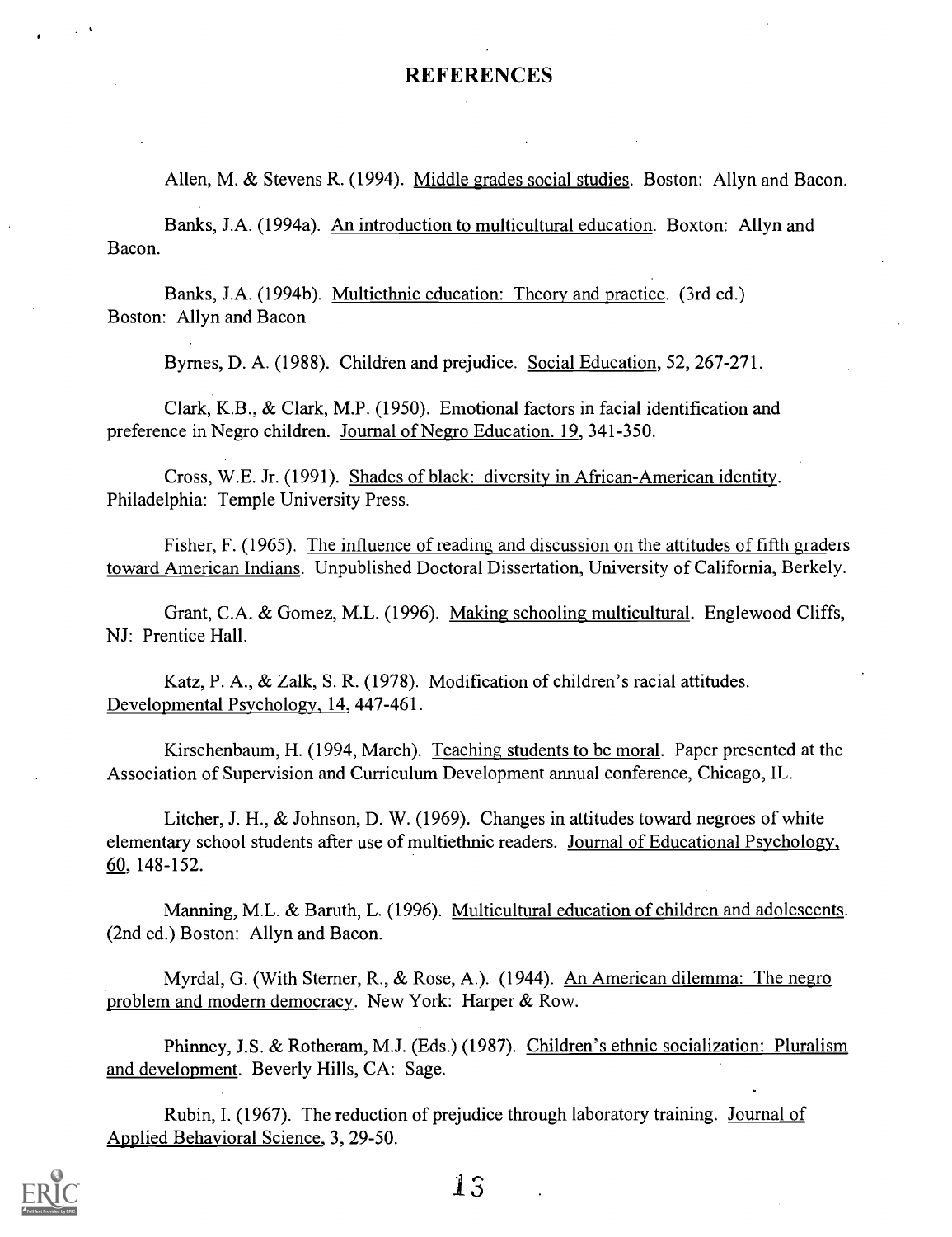## REFERENCES

Allen, M. & Stevens R. (1994). Middle grades social studies. Boston: Allyn and Bacon.

Banks, J.A. (1994a). An introduction to multicultural education. Boxton: Allyn and Bacon.

Banks, J.A. (1994b). Multiethnic education: Theory and practice. (3rd ed.) Boston: Allyn and Bacon

Byrnes, D. A. (1988). Children and prejudice. Social Education, 52, 267-271.

Clark, K.B., & Clark, M.P. (1950). Emotional factors in facial identification and preference in Negro children. Journal of Negro Education. 19, 341-350.

Cross, W.E. Jr. (1991). Shades of black: diversity in African-American identity. Philadelphia: Temple University Press.

Fisher, F. (1965). The influence of reading and discussion on the attitudes of fifth graders toward American Indians. Unpublished Doctoral Dissertation, University of California, Berkely.

Grant, C.A. & Gomez, M.L. (1996). Making schooling multicultural. Englewood Cliffs, NJ: Prentice Hall.

Katz, P. A., & Zalk, S. R. (1978). Modification of children's racial attitudes. Developmental Psychology, 14, 447-461.

Kirschenbaum, H. (1994, March). Teaching students to be moral. Paper presented at the Association of Supervision and Curriculum Development annual conference, Chicago, IL.

Litcher, J. H., & Johnson, D. W. (1969). Changes in attitudes toward negroes of white elementary school students after use of multiethnic readers. Journal of Educational Psychology, 60, 148-152.

Manning, M.L. & Baruth, L. (1996). Multicultural education of children and adolescents. (2nd ed.) Boston: Allyn and Bacon.

Myrdal, G. (With Sterner, R., & Rose, A.). (1944). An American dilemma: The negro problem and modern democracy. New York: Harper & Row.

Phinney, J.S. & Rotheram, M.J. (Eds.) (1987). Children's ethnic socialization: Pluralism and development. Beverly Hills, CA: Sage.

Rubin, I. (1967). The reduction of prejudice through laboratory training. Journal of Applied Behavioral Science, 3, 29-50.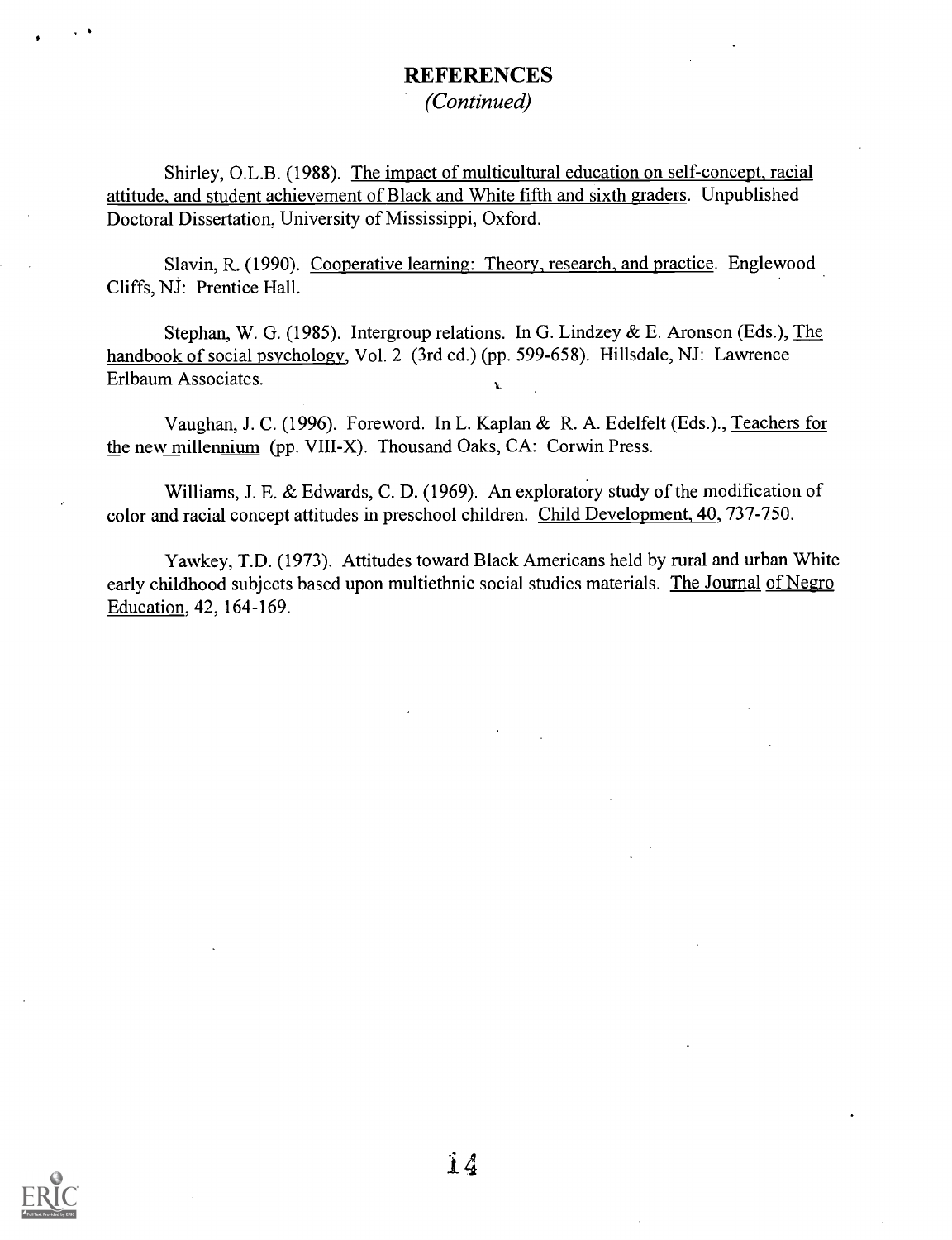## REFERENCES

*(Continued)*

Shirley, O.L.B. (1988). The impact of multicultural education on self-concept, racial attitude, and student achievement of Black and White fifth and sixth graders. Unpublished Doctoral Dissertation, University of Mississippi, Oxford.

Slavin, R. (1990). Cooperative learning: Theory, research, and practice. Englewood Cliffs, NJ: Prentice Hall.

Stephan, W. G. (1985). Intergroup relations. In G. Lindzey & E. Aronson (Eds.), The handbook of social psychology, Vol. 2 (3rd ed.) (pp. 599-658). Hillsdale, NJ: Lawrence Erlbaum Associates.

Vaughan, J. C. (1996). Foreword. In L. Kaplan & R. A. Edelfelt (Eds.)., Teachers for the new millennium (pp. VIII-X). Thousand Oaks, CA: Corwin Press.

Williams, J. E. & Edwards, C. D. (1969). An exploratory study of the modification of color and racial concept attitudes in preschool children. Child Development, 40, 737-750.

Yawkey, T.D. (1973). Attitudes toward Black Americans held by rural and urban White early childhood subjects based upon multiethnic social studies materials. The Journal of Negro Education, 42, 164-169.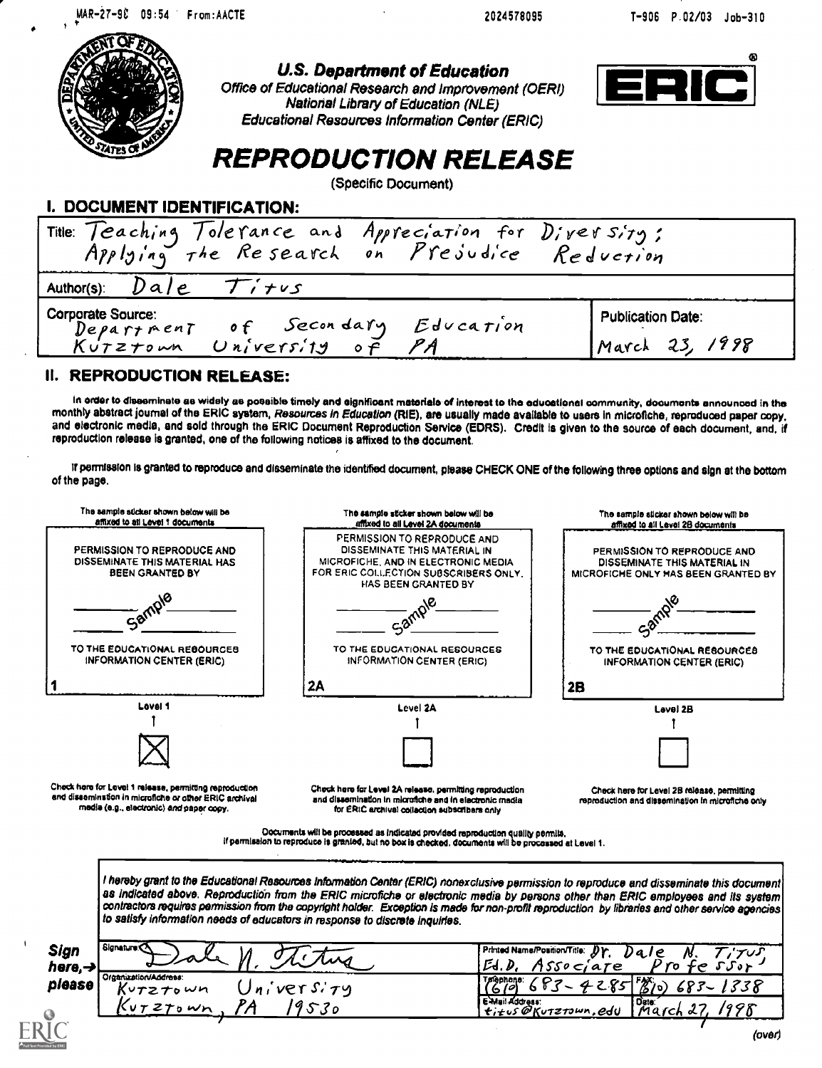U.S. Department of Education
Office of Educational Research and Improvement (OERI)
National Library of Education (NLE)
Educational Resources Information Center (ERIC)

# REPRODUCTION RELEASE

(Specific Document)

## I. DOCUMENT IDENTIFICATION:

| | |
|---|---|
| Title: Teaching Tolerance and Appreciation for Diversity: Applying the Research on Prejudice Reduction | |
| Author(s): Dale Titus | |
| Corporate Source: Department of Secondary Education Kutztown University of PA | Publication Date: March 23, 1998 |

## II. REPRODUCTION RELEASE:

In order to disseminate as widely as possible timely and significant materials of interest to the educational community, documents announced in the monthly abstract journal of the ERIC system, *Resources in Education* (RIE), are usually made available to users in microfiche, reproduced paper copy, and electronic media, and sold through the ERIC Document Reproduction Service (EDRS). Credit is given to the source of each document, and, if reproduction release is granted, one of the following notices is affixed to the document.

If permission is granted to reproduce and disseminate the identified document, please CHECK ONE of the following three options and sign at the bottom of the page.

| The sample sticker shown below will be affixed to all Level 1 documents | The sample sticker shown below will be affixed to all Level 2A documents | The sample sticker shown below will be affixed to all Level 2B documents |
|---|---|---|
| PERMISSION TO REPRODUCE AND DISSEMINATE THIS MATERIAL HAS BEEN GRANTED BY Sample TO THE EDUCATIONAL RESOURCES INFORMATION CENTER (ERIC) | PERMISSION TO REPRODUCE AND DISSEMINATE THIS MATERIAL IN MICROFICHE, AND IN ELECTRONIC MEDIA FOR ERIC COLLECTION SUBSCRIBERS ONLY, HAS BEEN GRANTED BY Sample TO THE EDUCATIONAL RESOURCES INFORMATION CENTER (ERIC) | PERMISSION TO REPRODUCE AND DISSEMINATE THIS MATERIAL IN MICROFICHE ONLY HAS BEEN GRANTED BY Sample TO THE EDUCATIONAL RESOURCES INFORMATION CENTER (ERIC) |
| 1 | 2A | 2B |
| Level 1 | Level 2A | Level 2B |
| [X] | [ ] | [ ] |
| Check here for Level 1 release, permitting reproduction and dissemination in microfiche or other ERIC archival media (e.g., electronic) *and* paper copy. | Check here for Level 2A release, permitting reproduction and dissemination in microfiche and in electronic media for ERIC archival collection subscribers only | Check here for Level 2B release, permitting reproduction and dissemination in microfiche only |

Documents will be processed as indicated provided reproduction quality permits.
If permission to reproduce is granted, but no box is checked, documents will be processed at Level 1.

*I hereby grant to the Educational Resources Information Center (ERIC) nonexclusive permission to reproduce and disseminate this document as indicated above. Reproduction from the ERIC microfiche or electronic media by persons other than ERIC employees and its system contractors requires permission from the copyright holder. Exception is made for non-profit reproduction by libraries and other service agencies to satisfy information needs of educators in response to discrete inquiries.*

**Sign here, please**

| | |
|---|---|
| Signature: Dale N. Titus | Printed Name/Position/Title: Dr. Dale N. Titus, Ed.D. Associate Professor |
| Organization/Address: Kutztown University Kutztown, PA 19530 | Telephone: (610) 683-4285 FAX: (610) 683-1338 |
| | E-Mail Address: titus@Kutztown.edu Date: March 27, 1998 |

(over)